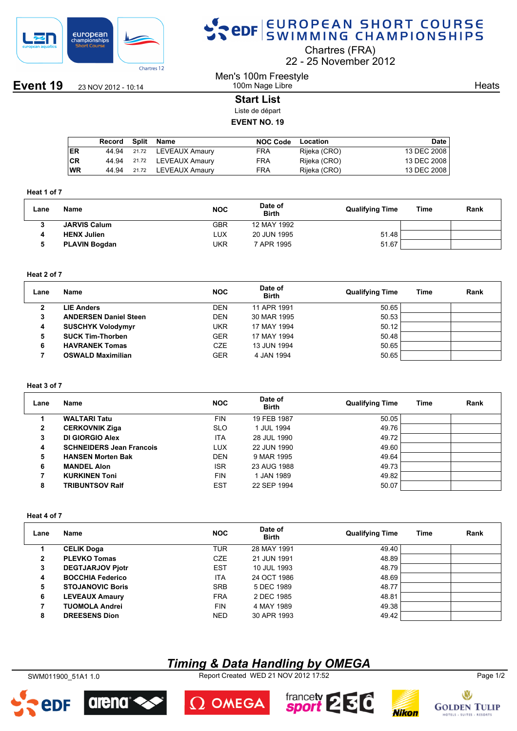# EUROPEAN SHORT COURSE SWIMMING CHAMPIONSHIPS

Chartres (FRA)
22 - 25 November 2012

**Event 19** 23 NOV 2012 - 10:14

Men's 100m Freestyle
100m Nage Libre

Heats

## Start List
Liste de départ

**EVENT NO. 19**

| | Record | Split | Name | NOC Code | Location | Date |
|---|---|---|---|---|---|---|
| ER | 44.94 | 21.72 | LEVEAUX Amaury | FRA | Rijeka (CRO) | 13 DEC 2008 |
| CR | 44.94 | 21.72 | LEVEAUX Amaury | FRA | Rijeka (CRO) | 13 DEC 2008 |
| WR | 44.94 | 21.72 | LEVEAUX Amaury | FRA | Rijeka (CRO) | 13 DEC 2008 |

**Heat 1 of 7**

| Lane | Name | NOC | Date of Birth | Qualifying Time | Time | Rank |
|---|---|---|---|---|---|---|
| 3 | **JARVIS Calum** | GBR | 12 MAY 1992 | | | |
| 4 | **HENX Julien** | LUX | 20 JUN 1995 | 51.48 | | |
| 5 | **PLAVIN Bogdan** | UKR | 7 APR 1995 | 51.67 | | |

**Heat 2 of 7**

| Lane | Name | NOC | Date of Birth | Qualifying Time | Time | Rank |
|---|---|---|---|---|---|---|
| 2 | **LIE Anders** | DEN | 11 APR 1991 | 50.65 | | |
| 3 | **ANDERSEN Daniel Steen** | DEN | 30 MAR 1995 | 50.53 | | |
| 4 | **SUSCHYK Volodymyr** | UKR | 17 MAY 1994 | 50.12 | | |
| 5 | **SUCK Tim-Thorben** | GER | 17 MAY 1994 | 50.48 | | |
| 6 | **HAVRANEK Tomas** | CZE | 13 JUN 1994 | 50.65 | | |
| 7 | **OSWALD Maximilian** | GER | 4 JAN 1994 | 50.65 | | |

**Heat 3 of 7**

| Lane | Name | NOC | Date of Birth | Qualifying Time | Time | Rank |
|---|---|---|---|---|---|---|
| 1 | **WALTARI Tatu** | FIN | 19 FEB 1987 | 50.05 | | |
| 2 | **CERKOVNIK Ziga** | SLO | 1 JUL 1994 | 49.76 | | |
| 3 | **DI GIORGIO Alex** | ITA | 28 JUL 1990 | 49.72 | | |
| 4 | **SCHNEIDERS Jean Francois** | LUX | 22 JUN 1990 | 49.60 | | |
| 5 | **HANSEN Morten Bak** | DEN | 9 MAR 1995 | 49.64 | | |
| 6 | **MANDEL Alon** | ISR | 23 AUG 1988 | 49.73 | | |
| 7 | **KURKINEN Toni** | FIN | 1 JAN 1989 | 49.82 | | |
| 8 | **TRIBUNTSOV Ralf** | EST | 22 SEP 1994 | 50.07 | | |

**Heat 4 of 7**

| Lane | Name | NOC | Date of Birth | Qualifying Time | Time | Rank |
|---|---|---|---|---|---|---|
| 1 | **CELIK Doga** | TUR | 28 MAY 1991 | 49.40 | | |
| 2 | **PLEVKO Tomas** | CZE | 21 JUN 1991 | 48.89 | | |
| 3 | **DEGTJARJOV Pjotr** | EST | 10 JUL 1993 | 48.79 | | |
| 4 | **BOCCHIA Federico** | ITA | 24 OCT 1986 | 48.69 | | |
| 5 | **STOJANOVIC Boris** | SRB | 5 DEC 1989 | 48.77 | | |
| 6 | **LEVEAUX Amaury** | FRA | 2 DEC 1985 | 48.81 | | |
| 7 | **TUOMOLA Andrei** | FIN | 4 MAY 1989 | 49.38 | | |
| 8 | **DREESENS Dion** | NED | 30 APR 1993 | 49.42 | | |

*Timing & Data Handling by OMEGA*

SWM011900_51A1 1.0 Report Created WED 21 NOV 2012 17:52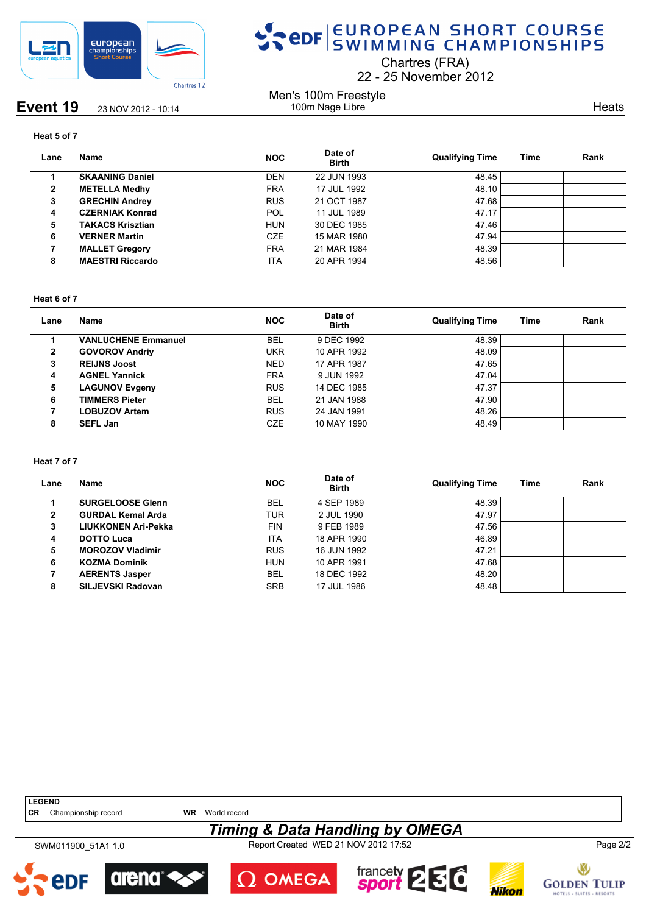# EUROPEAN SHORT COURSE SWIMMING CHAMPIONSHIPS

Chartres (FRA)
22 - 25 November 2012

**Event 19** 23 NOV 2012 - 10:14

Men's 100m Freestyle
100m Nage Libre

Heats

**Heat 5 of 7**

| Lane | Name | NOC | Date of Birth | Qualifying Time | Time | Rank |
|---|---|---|---|---|---|---|
| 1 | **SKAANING Daniel** | DEN | 22 JUN 1993 | 48.45 | | |
| 2 | **METELLA Medhy** | FRA | 17 JUL 1992 | 48.10 | | |
| 3 | **GRECHIN Andrey** | RUS | 21 OCT 1987 | 47.68 | | |
| 4 | **CZERNIAK Konrad** | POL | 11 JUL 1989 | 47.17 | | |
| 5 | **TAKACS Krisztian** | HUN | 30 DEC 1985 | 47.46 | | |
| 6 | **VERNER Martin** | CZE | 15 MAR 1980 | 47.94 | | |
| 7 | **MALLET Gregory** | FRA | 21 MAR 1984 | 48.39 | | |
| 8 | **MAESTRI Riccardo** | ITA | 20 APR 1994 | 48.56 | | |

**Heat 6 of 7**

| Lane | Name | NOC | Date of Birth | Qualifying Time | Time | Rank |
|---|---|---|---|---|---|---|
| 1 | **VANLUCHENE Emmanuel** | BEL | 9 DEC 1992 | 48.39 | | |
| 2 | **GOVOROV Andriy** | UKR | 10 APR 1992 | 48.09 | | |
| 3 | **REIJNS Joost** | NED | 17 APR 1987 | 47.65 | | |
| 4 | **AGNEL Yannick** | FRA | 9 JUN 1992 | 47.04 | | |
| 5 | **LAGUNOV Evgeny** | RUS | 14 DEC 1985 | 47.37 | | |
| 6 | **TIMMERS Pieter** | BEL | 21 JAN 1988 | 47.90 | | |
| 7 | **LOBUZOV Artem** | RUS | 24 JAN 1991 | 48.26 | | |
| 8 | **SEFL Jan** | CZE | 10 MAY 1990 | 48.49 | | |

**Heat 7 of 7**

| Lane | Name | NOC | Date of Birth | Qualifying Time | Time | Rank |
|---|---|---|---|---|---|---|
| 1 | **SURGELOOSE Glenn** | BEL | 4 SEP 1989 | 48.39 | | |
| 2 | **GURDAL Kemal Arda** | TUR | 2 JUL 1990 | 47.97 | | |
| 3 | **LIUKKONEN Ari-Pekka** | FIN | 9 FEB 1989 | 47.56 | | |
| 4 | **DOTTO Luca** | ITA | 18 APR 1990 | 46.89 | | |
| 5 | **MOROZOV Vladimir** | RUS | 16 JUN 1992 | 47.21 | | |
| 6 | **KOZMA Dominik** | HUN | 10 APR 1991 | 47.68 | | |
| 7 | **AERENTS Jasper** | BEL | 18 DEC 1992 | 48.20 | | |
| 8 | **SILJEVSKI Radovan** | SRB | 17 JUL 1986 | 48.48 | | |

**LEGEND**
**CR** Championship record **WR** World record

***Timing & Data Handling by OMEGA***

SWM011900_51A1 1.0 Report Created WED 21 NOV 2012 17:52